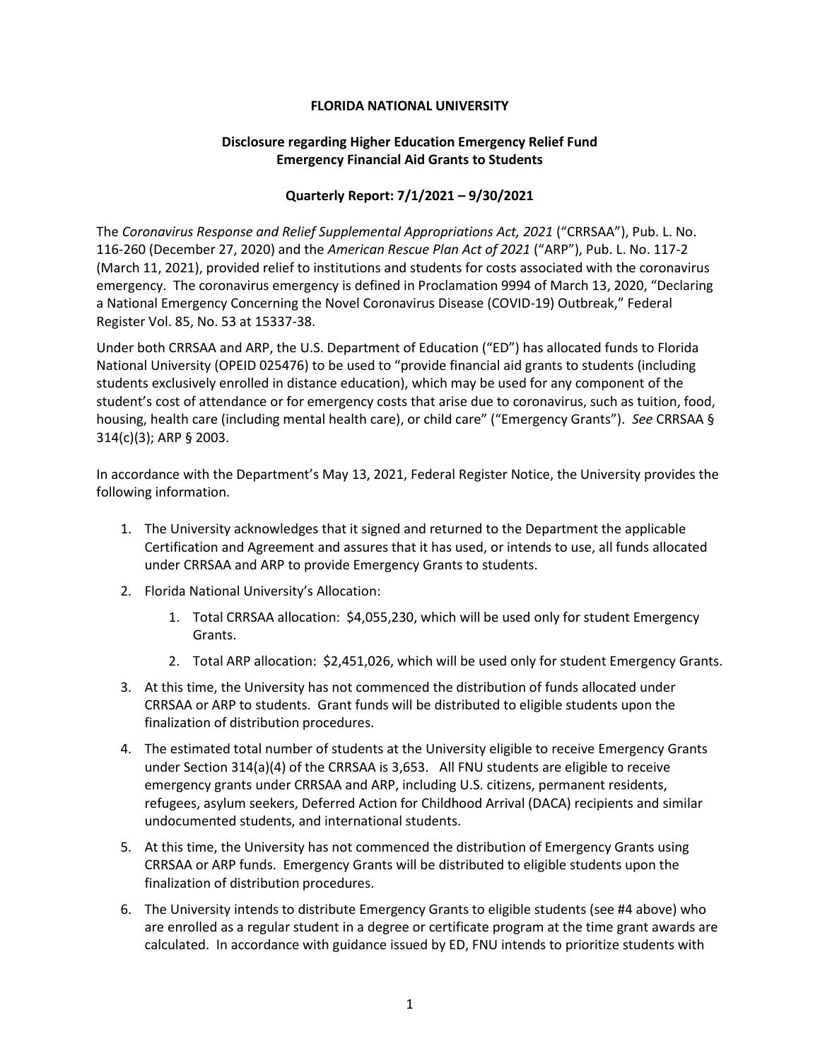# FLORIDA NATIONAL UNIVERSITY

## Disclosure regarding Higher Education Emergency Relief Fund Emergency Financial Aid Grants to Students

### Quarterly Report: 7/1/2021 – 9/30/2021

The *Coronavirus Response and Relief Supplemental Appropriations Act, 2021* ("CRRSAA"), Pub. L. No. 116-260 (December 27, 2020) and the *American Rescue Plan Act of 2021* ("ARP"), Pub. L. No. 117-2 (March 11, 2021), provided relief to institutions and students for costs associated with the coronavirus emergency. The coronavirus emergency is defined in Proclamation 9994 of March 13, 2020, "Declaring a National Emergency Concerning the Novel Coronavirus Disease (COVID-19) Outbreak," Federal Register Vol. 85, No. 53 at 15337-38.

Under both CRRSAA and ARP, the U.S. Department of Education ("ED") has allocated funds to Florida National University (OPEID 025476) to be used to "provide financial aid grants to students (including students exclusively enrolled in distance education), which may be used for any component of the student's cost of attendance or for emergency costs that arise due to coronavirus, such as tuition, food, housing, health care (including mental health care), or child care" ("Emergency Grants"). *See* CRRSAA § 314(c)(3); ARP § 2003.

In accordance with the Department's May 13, 2021, Federal Register Notice, the University provides the following information.

1. The University acknowledges that it signed and returned to the Department the applicable Certification and Agreement and assures that it has used, or intends to use, all funds allocated under CRRSAA and ARP to provide Emergency Grants to students.
2. Florida National University's Allocation:
    1. Total CRRSAA allocation: $4,055,230, which will be used only for student Emergency Grants.
    2. Total ARP allocation: $2,451,026, which will be used only for student Emergency Grants.
3. At this time, the University has not commenced the distribution of funds allocated under CRRSAA or ARP to students. Grant funds will be distributed to eligible students upon the finalization of distribution procedures.
4. The estimated total number of students at the University eligible to receive Emergency Grants under Section 314(a)(4) of the CRRSAA is 3,653. All FNU students are eligible to receive emergency grants under CRRSAA and ARP, including U.S. citizens, permanent residents, refugees, asylum seekers, Deferred Action for Childhood Arrival (DACA) recipients and similar undocumented students, and international students.
5. At this time, the University has not commenced the distribution of Emergency Grants using CRRSAA or ARP funds. Emergency Grants will be distributed to eligible students upon the finalization of distribution procedures.
6. The University intends to distribute Emergency Grants to eligible students (see #4 above) who are enrolled as a regular student in a degree or certificate program at the time grant awards are calculated. In accordance with guidance issued by ED, FNU intends to prioritize students with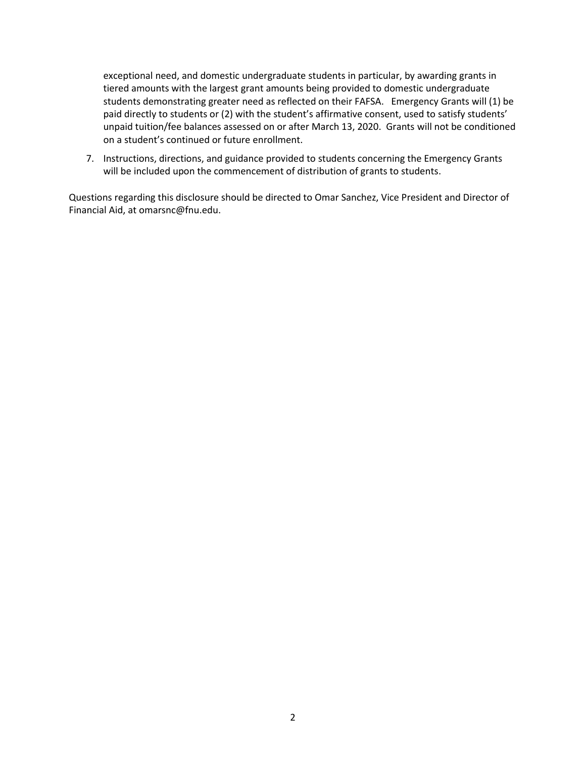exceptional need, and domestic undergraduate students in particular, by awarding grants in tiered amounts with the largest grant amounts being provided to domestic undergraduate students demonstrating greater need as reflected on their FAFSA. Emergency Grants will (1) be paid directly to students or (2) with the student's affirmative consent, used to satisfy students' unpaid tuition/fee balances assessed on or after March 13, 2020. Grants will not be conditioned on a student's continued or future enrollment.

7. Instructions, directions, and guidance provided to students concerning the Emergency Grants will be included upon the commencement of distribution of grants to students.

Questions regarding this disclosure should be directed to Omar Sanchez, Vice President and Director of Financial Aid, at omarsnc@fnu.edu.